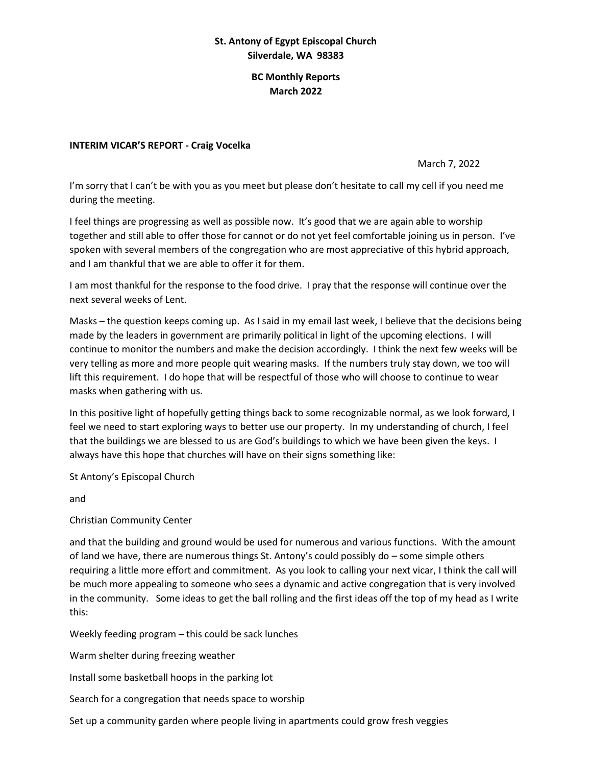**St. Antony of Egypt Episcopal Church**
**Silverdale, WA 98383**

**BC Monthly Reports**
**March 2022**

**INTERIM VICAR'S REPORT - Craig Vocelka**

March 7, 2022

I'm sorry that I can't be with you as you meet but please don't hesitate to call my cell if you need me during the meeting.

I feel things are progressing as well as possible now. It's good that we are again able to worship together and still able to offer those for cannot or do not yet feel comfortable joining us in person. I've spoken with several members of the congregation who are most appreciative of this hybrid approach, and I am thankful that we are able to offer it for them.

I am most thankful for the response to the food drive. I pray that the response will continue over the next several weeks of Lent.

Masks – the question keeps coming up. As I said in my email last week, I believe that the decisions being made by the leaders in government are primarily political in light of the upcoming elections. I will continue to monitor the numbers and make the decision accordingly. I think the next few weeks will be very telling as more and more people quit wearing masks. If the numbers truly stay down, we too will lift this requirement. I do hope that will be respectful of those who will choose to continue to wear masks when gathering with us.

In this positive light of hopefully getting things back to some recognizable normal, as we look forward, I feel we need to start exploring ways to better use our property. In my understanding of church, I feel that the buildings we are blessed to us are God's buildings to which we have been given the keys. I always have this hope that churches will have on their signs something like:

St Antony's Episcopal Church

and

Christian Community Center

and that the building and ground would be used for numerous and various functions. With the amount of land we have, there are numerous things St. Antony's could possibly do – some simple others requiring a little more effort and commitment. As you look to calling your next vicar, I think the call will be much more appealing to someone who sees a dynamic and active congregation that is very involved in the community. Some ideas to get the ball rolling and the first ideas off the top of my head as I write this:

Weekly feeding program – this could be sack lunches

Warm shelter during freezing weather

Install some basketball hoops in the parking lot

Search for a congregation that needs space to worship

Set up a community garden where people living in apartments could grow fresh veggies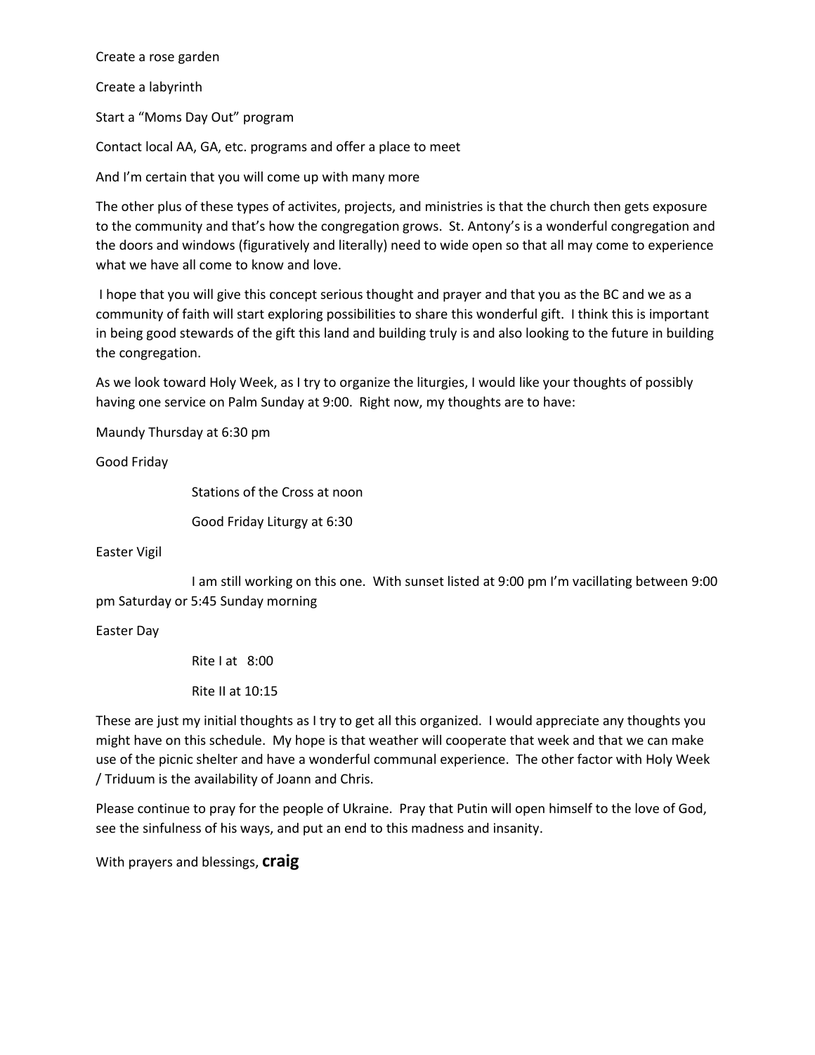Create a rose garden

Create a labyrinth

Start a “Moms Day Out” program

Contact local AA, GA, etc. programs and offer a place to meet

And I’m certain that you will come up with many more

The other plus of these types of activites, projects, and ministries is that the church then gets exposure to the community and that’s how the congregation grows. St. Antony’s is a wonderful congregation and the doors and windows (figuratively and literally) need to wide open so that all may come to experience what we have all come to know and love.

I hope that you will give this concept serious thought and prayer and that you as the BC and we as a community of faith will start exploring possibilities to share this wonderful gift. I think this is important in being good stewards of the gift this land and building truly is and also looking to the future in building the congregation.

As we look toward Holy Week, as I try to organize the liturgies, I would like your thoughts of possibly having one service on Palm Sunday at 9:00. Right now, my thoughts are to have:

Maundy Thursday at 6:30 pm

Good Friday

Stations of the Cross at noon

Good Friday Liturgy at 6:30

Easter Vigil

I am still working on this one. With sunset listed at 9:00 pm I’m vacillating between 9:00 pm Saturday or 5:45 Sunday morning

Easter Day

Rite I at 8:00

Rite II at 10:15

These are just my initial thoughts as I try to get all this organized. I would appreciate any thoughts you might have on this schedule. My hope is that weather will cooperate that week and that we can make use of the picnic shelter and have a wonderful communal experience. The other factor with Holy Week / Triduum is the availability of Joann and Chris.

Please continue to pray for the people of Ukraine. Pray that Putin will open himself to the love of God, see the sinfulness of his ways, and put an end to this madness and insanity.

With prayers and blessings, **craig**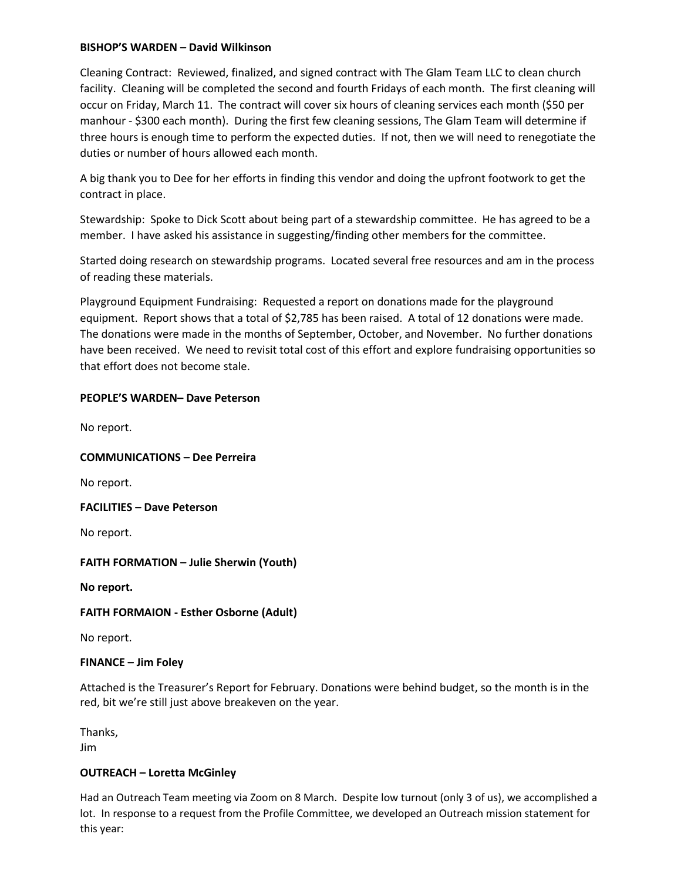**BISHOP'S WARDEN – David Wilkinson**

Cleaning Contract: Reviewed, finalized, and signed contract with The Glam Team LLC to clean church facility. Cleaning will be completed the second and fourth Fridays of each month. The first cleaning will occur on Friday, March 11. The contract will cover six hours of cleaning services each month ($50 per manhour - $300 each month). During the first few cleaning sessions, The Glam Team will determine if three hours is enough time to perform the expected duties. If not, then we will need to renegotiate the duties or number of hours allowed each month.

A big thank you to Dee for her efforts in finding this vendor and doing the upfront footwork to get the contract in place.

Stewardship: Spoke to Dick Scott about being part of a stewardship committee. He has agreed to be a member. I have asked his assistance in suggesting/finding other members for the committee.

Started doing research on stewardship programs. Located several free resources and am in the process of reading these materials.

Playground Equipment Fundraising: Requested a report on donations made for the playground equipment. Report shows that a total of $2,785 has been raised. A total of 12 donations were made. The donations were made in the months of September, October, and November. No further donations have been received. We need to revisit total cost of this effort and explore fundraising opportunities so that effort does not become stale.

**PEOPLE'S WARDEN– Dave Peterson**

No report.

**COMMUNICATIONS – Dee Perreira**

No report.

**FACILITIES – Dave Peterson**

No report.

**FAITH FORMATION – Julie Sherwin (Youth)**

**No report.**

**FAITH FORMAION - Esther Osborne (Adult)**

No report.

**FINANCE – Jim Foley**

Attached is the Treasurer's Report for February. Donations were behind budget, so the month is in the red, bit we're still just above breakeven on the year.

Thanks,
Jim

**OUTREACH – Loretta McGinley**

Had an Outreach Team meeting via Zoom on 8 March. Despite low turnout (only 3 of us), we accomplished a lot. In response to a request from the Profile Committee, we developed an Outreach mission statement for this year: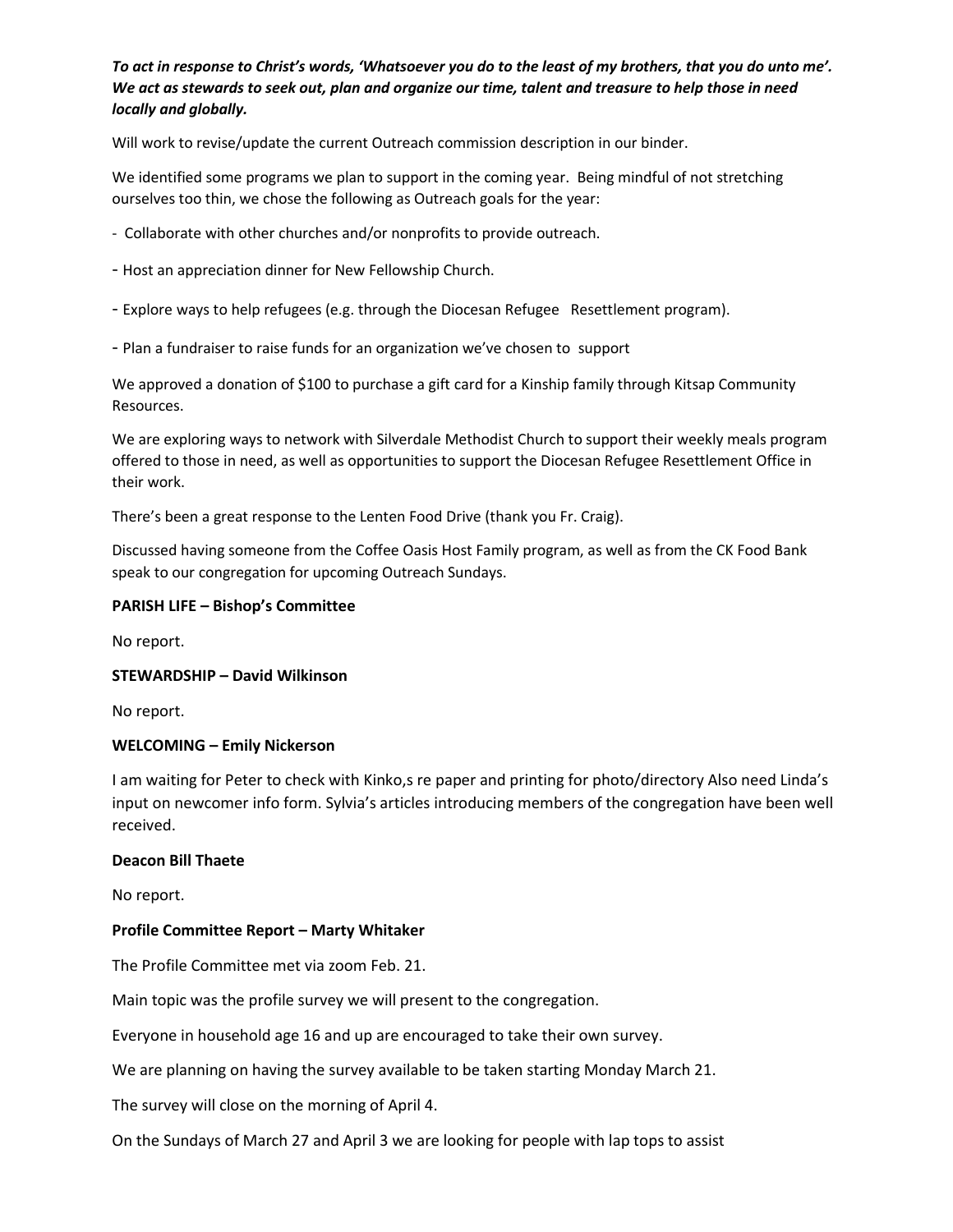***To act in response to Christ's words, 'Whatsoever you do to the least of my brothers, that you do unto me'. We act as stewards to seek out, plan and organize our time, talent and treasure to help those in need locally and globally.***

Will work to revise/update the current Outreach commission description in our binder.

We identified some programs we plan to support in the coming year. Being mindful of not stretching ourselves too thin, we chose the following as Outreach goals for the year:

- Collaborate with other churches and/or nonprofits to provide outreach.
- Host an appreciation dinner for New Fellowship Church.
- Explore ways to help refugees (e.g. through the Diocesan Refugee Resettlement program).
- Plan a fundraiser to raise funds for an organization we've chosen to support

We approved a donation of $100 to purchase a gift card for a Kinship family through Kitsap Community Resources.

We are exploring ways to network with Silverdale Methodist Church to support their weekly meals program offered to those in need, as well as opportunities to support the Diocesan Refugee Resettlement Office in their work.

There's been a great response to the Lenten Food Drive (thank you Fr. Craig).

Discussed having someone from the Coffee Oasis Host Family program, as well as from the CK Food Bank speak to our congregation for upcoming Outreach Sundays.

**PARISH LIFE – Bishop's Committee**

No report.

**STEWARDSHIP – David Wilkinson**

No report.

**WELCOMING – Emily Nickerson**

I am waiting for Peter to check with Kinko,s re paper and printing for photo/directory Also need Linda's input on newcomer info form. Sylvia's articles introducing members of the congregation have been well received.

**Deacon Bill Thaete**

No report.

**Profile Committee Report – Marty Whitaker**

The Profile Committee met via zoom Feb. 21.

Main topic was the profile survey we will present to the congregation.

Everyone in household age 16 and up are encouraged to take their own survey.

We are planning on having the survey available to be taken starting Monday March 21.

The survey will close on the morning of April 4.

On the Sundays of March 27 and April 3 we are looking for people with lap tops to assist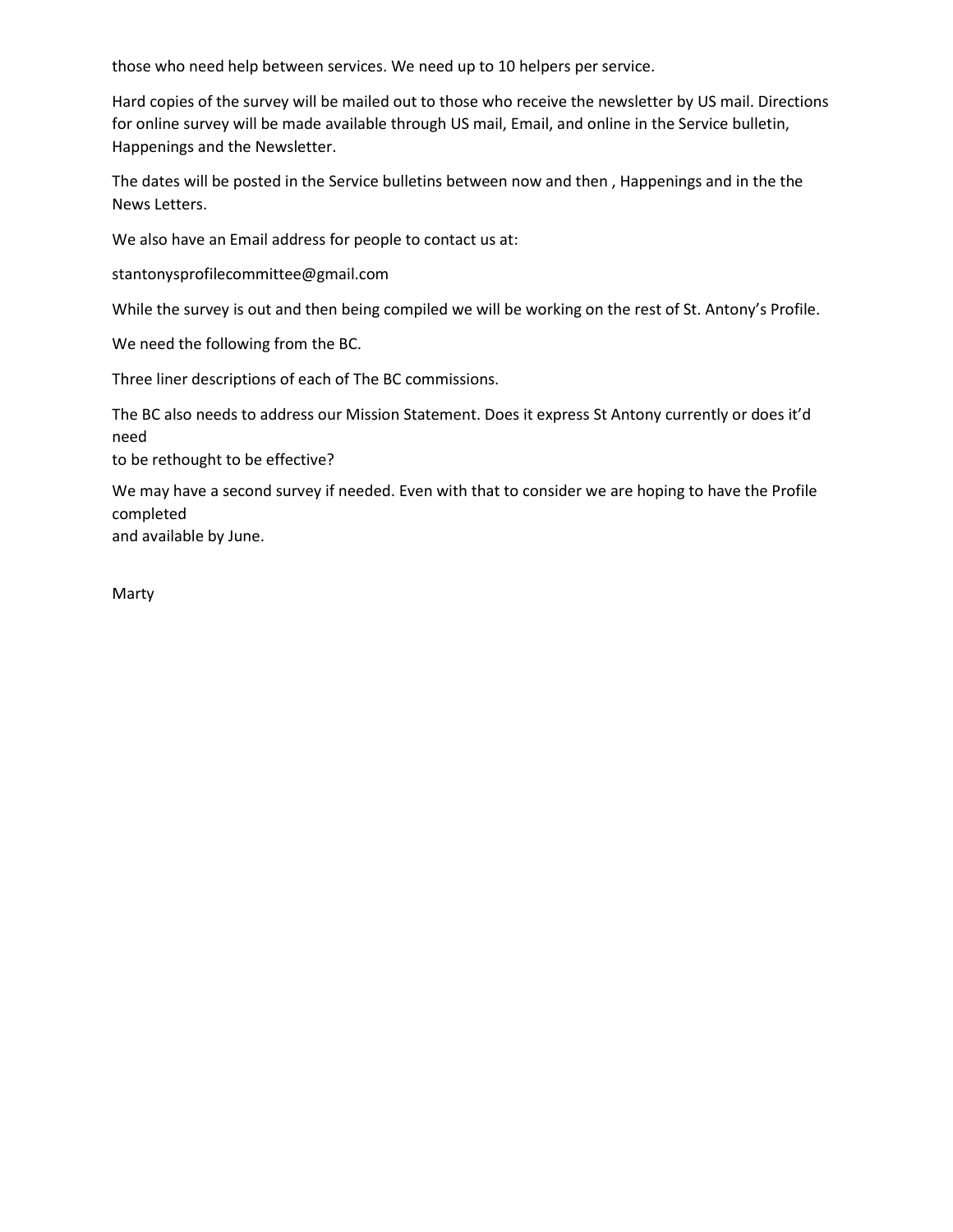those who need help between services. We need up to 10 helpers per service.

Hard copies of the survey will be mailed out to those who receive the newsletter by US mail. Directions for online survey will be made available through US mail, Email, and online in the Service bulletin, Happenings and the Newsletter.

The dates will be posted in the Service bulletins between now and then , Happenings and in the the News Letters.

We also have an Email address for people to contact us at:

stantonysprofilecommittee@gmail.com

While the survey is out and then being compiled we will be working on the rest of St. Antony's Profile.

We need the following from the BC.

Three liner descriptions of each of The BC commissions.

The BC also needs to address our Mission Statement. Does it express St Antony currently or does it'd need to be rethought to be effective?

We may have a second survey if needed. Even with that to consider we are hoping to have the Profile completed and available by June.

Marty